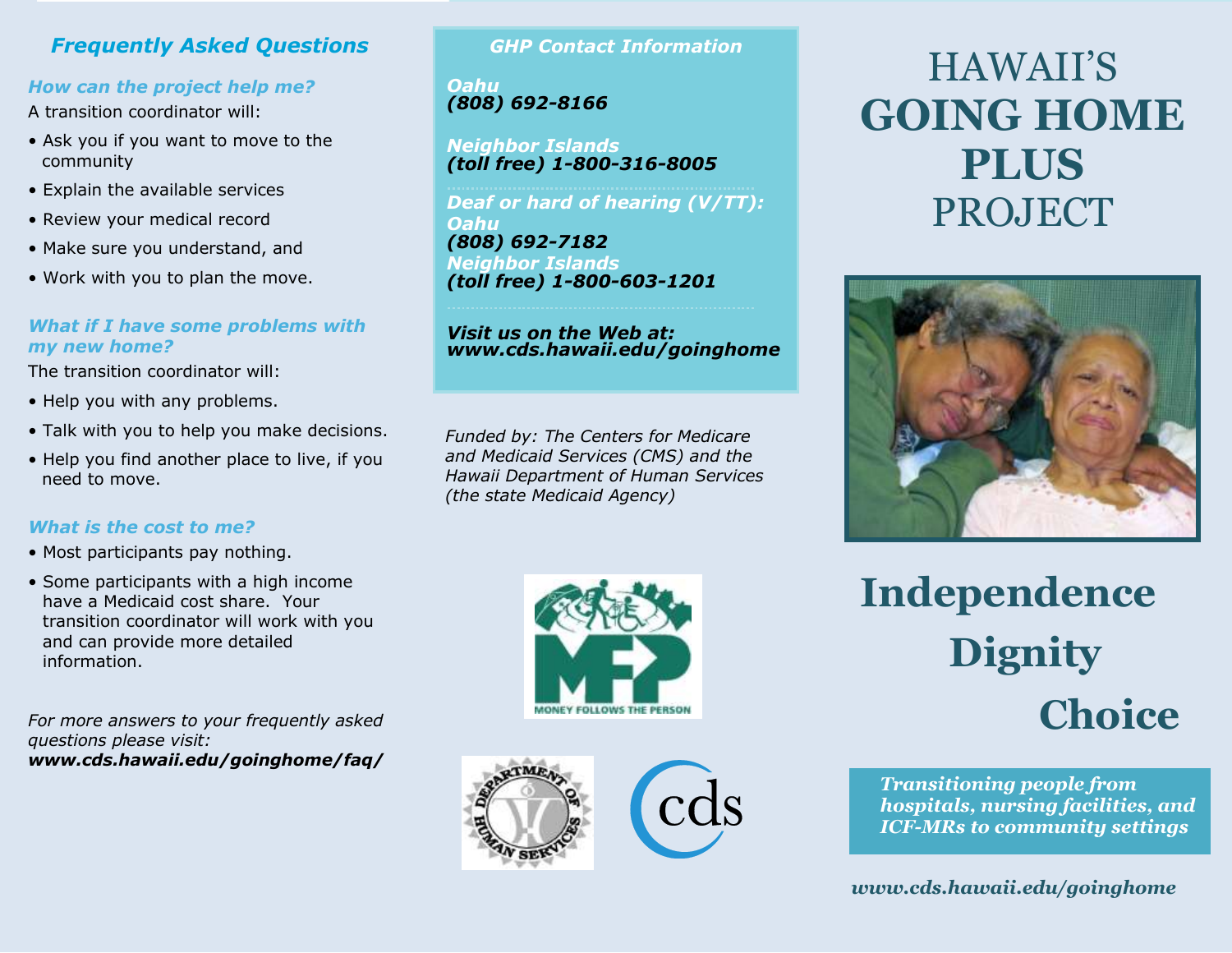## Frequently Asked Questions

### How can the project help me?

A transition coordinator will:

- Ask you if you want to move to the community
- Explain the available services
- Review your medical record
- Make sure you understand, and
- Work with you to plan the move.

### What if I have some problems with my new home?

The transition coordinator will:

- Help you with any problems.
- Talk with you to help you make decisions.
- Help you find another place to live, if you need to move.

### What is the cost to me?

- Most participants pay nothing.
- Some participants with a high income have a Medicaid cost share. Your transition coordinator will work with you and can provide more detailed information.

*For more answers to your frequently asked questions please visit:*
***www.cds.hawaii.edu/goinghome/faq/***

## GHP Contact Information

***Oahu***
***(808) 692-8166***

***Neighbor Islands***
***(toll free) 1-800-316-8005***

***Deaf or hard of hearing (V/TT):***
***Oahu***
***(808) 692-7182***
***Neighbor Islands***
***(toll free) 1-800-603-1201***

***Visit us on the Web at:***
***www.cds.hawaii.edu/goinghome***

*Funded by: The Centers for Medicare and Medicaid Services (CMS) and the Hawaii Department of Human Services (the state Medicaid Agency)*

MFP MONEY FOLLOWS THE PERSON

DEPARTMENT OF HUMAN SERVICES

cds

# HAWAII'S GOING HOME PLUS PROJECT

## Independence Dignity Choice

***Transitioning people from hospitals, nursing facilities, and ICF-MRs to community settings***

***www.cds.hawaii.edu/goinghome***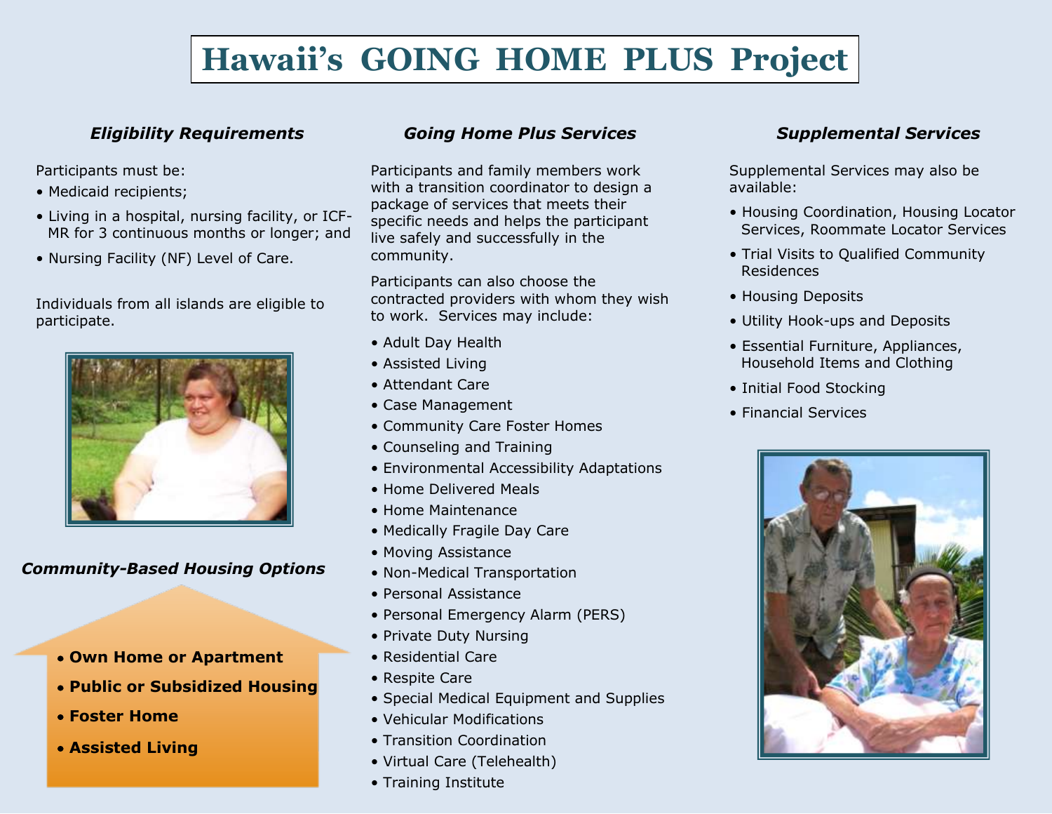# Hawaii's GOING HOME PLUS Project

### *Eligibility Requirements*

Participants must be:

- Medicaid recipients;
- Living in a hospital, nursing facility, or ICF-MR for 3 continuous months or longer; and
- Nursing Facility (NF) Level of Care.

Individuals from all islands are eligible to participate.

### *Community-Based Housing Options*

- **Own Home or Apartment**
- **Public or Subsidized Housing**
- **Foster Home**
- **Assisted Living**

### *Going Home Plus Services*

Participants and family members work with a transition coordinator to design a package of services that meets their specific needs and helps the participant live safely and successfully in the community.

Participants can also choose the contracted providers with whom they wish to work. Services may include:

- Adult Day Health
- Assisted Living
- Attendant Care
- Case Management
- Community Care Foster Homes
- Counseling and Training
- Environmental Accessibility Adaptations
- Home Delivered Meals
- Home Maintenance
- Medically Fragile Day Care
- Moving Assistance
- Non-Medical Transportation
- Personal Assistance
- Personal Emergency Alarm (PERS)
- Private Duty Nursing
- Residential Care
- Respite Care
- Special Medical Equipment and Supplies
- Vehicular Modifications
- Transition Coordination
- Virtual Care (Telehealth)
- Training Institute

### *Supplemental Services*

Supplemental Services may also be available:

- Housing Coordination, Housing Locator Services, Roommate Locator Services
- Trial Visits to Qualified Community Residences
- Housing Deposits
- Utility Hook-ups and Deposits
- Essential Furniture, Appliances, Household Items and Clothing
- Initial Food Stocking
- Financial Services